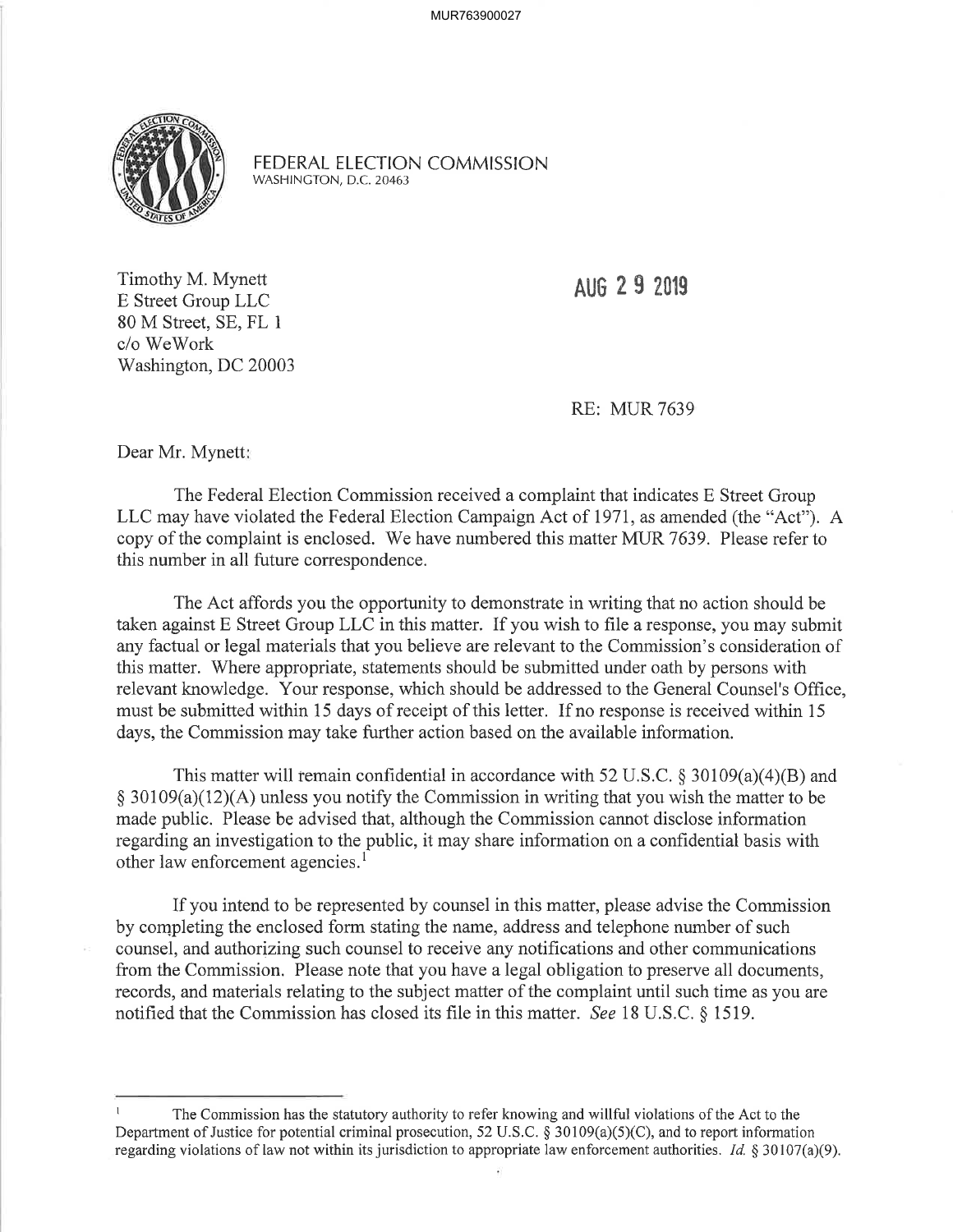FEDERAL ELECTION COMMISSION
WASHINGTON, D.C. 20463

Timothy M. Mynett
E Street Group LLC
80 M Street, SE, FL 1
c/o WeWork
Washington, DC 20003

AUG 29 2019

RE: MUR 7639

Dear Mr. Mynett:

The Federal Election Commission received a complaint that indicates E Street Group LLC may have violated the Federal Election Campaign Act of 1971, as amended (the "Act"). A copy of the complaint is enclosed. We have numbered this matter MUR 7639. Please refer to this number in all future correspondence.

The Act affords you the opportunity to demonstrate in writing that no action should be taken against E Street Group LLC in this matter. If you wish to file a response, you may submit any factual or legal materials that you believe are relevant to the Commission's consideration of this matter. Where appropriate, statements should be submitted under oath by persons with relevant knowledge. Your response, which should be addressed to the General Counsel's Office, must be submitted within 15 days of receipt of this letter. If no response is received within 15 days, the Commission may take further action based on the available information.

This matter will remain confidential in accordance with 52 U.S.C. § 30109(a)(4)(B) and § 30109(a)(12)(A) unless you notify the Commission in writing that you wish the matter to be made public. Please be advised that, although the Commission cannot disclose information regarding an investigation to the public, it may share information on a confidential basis with other law enforcement agencies.[1]

If you intend to be represented by counsel in this matter, please advise the Commission by completing the enclosed form stating the name, address and telephone number of such counsel, and authorizing such counsel to receive any notifications and other communications from the Commission. Please note that you have a legal obligation to preserve all documents, records, and materials relating to the subject matter of the complaint until such time as you are notified that the Commission has closed its file in this matter. *See* 18 U.S.C. § 1519.

---

[1] The Commission has the statutory authority to refer knowing and willful violations of the Act to the Department of Justice for potential criminal prosecution, 52 U.S.C. § 30109(a)(5)(C), and to report information regarding violations of law not within its jurisdiction to appropriate law enforcement authorities. *Id.* § 30107(a)(9).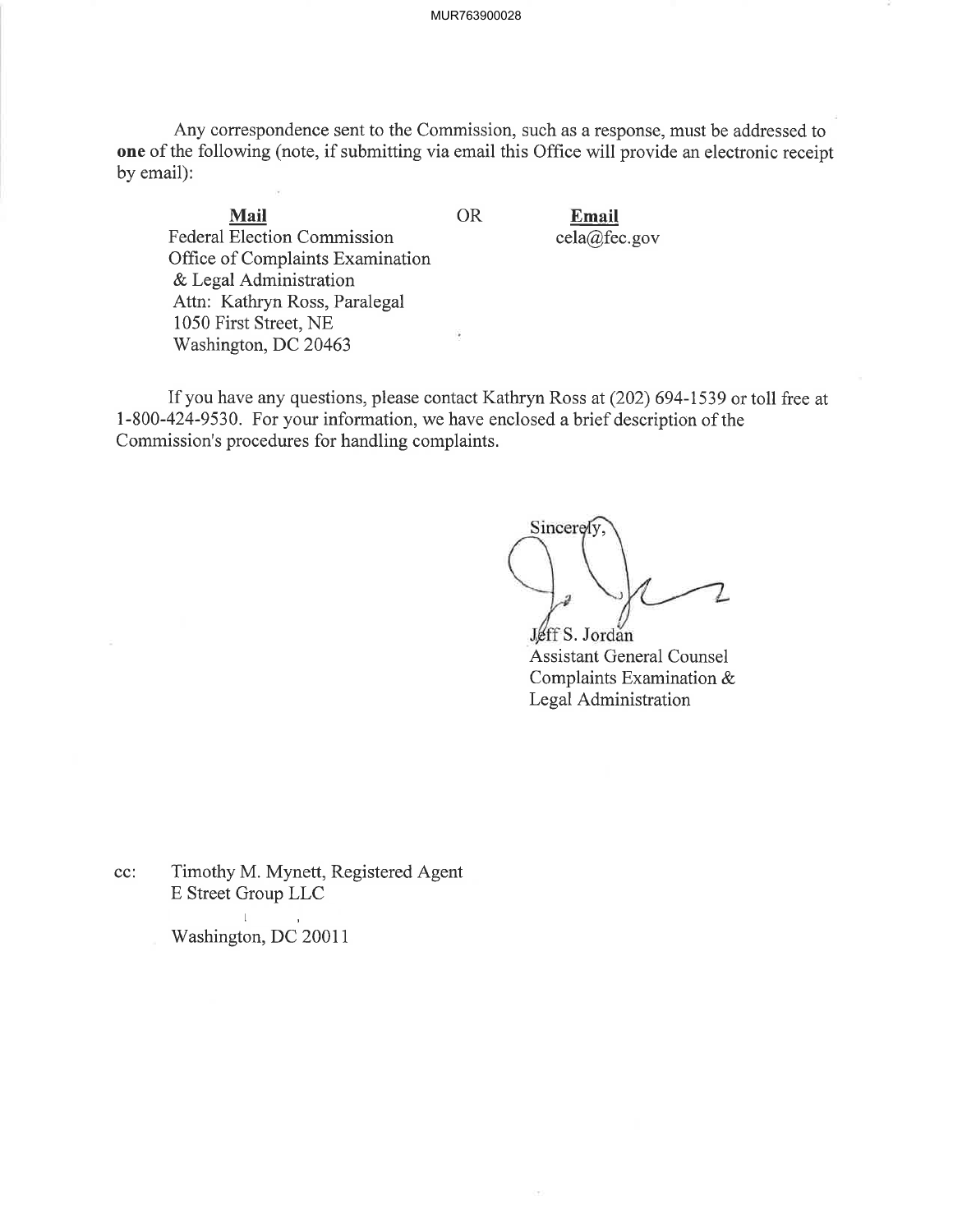Any correspondence sent to the Commission, such as a response, must be addressed to **one** of the following (note, if submitting via email this Office will provide an electronic receipt by email):

| **Mail** | OR | **Email** |
|---|---|---|
| Federal Election Commission<br>Office of Complaints Examination<br>& Legal Administration<br>Attn: Kathryn Ross, Paralegal<br>1050 First Street, NE<br>Washington, DC 20463 | | cela@fec.gov |

If you have any questions, please contact Kathryn Ross at (202) 694-1539 or toll free at 1-800-424-9530. For your information, we have enclosed a brief description of the Commission's procedures for handling complaints.

Sincerely,

Jeff S. Jordan
Assistant General Counsel
Complaints Examination &
Legal Administration

cc: Timothy M. Mynett, Registered Agent
E Street Group LLC

Washington, DC 20011